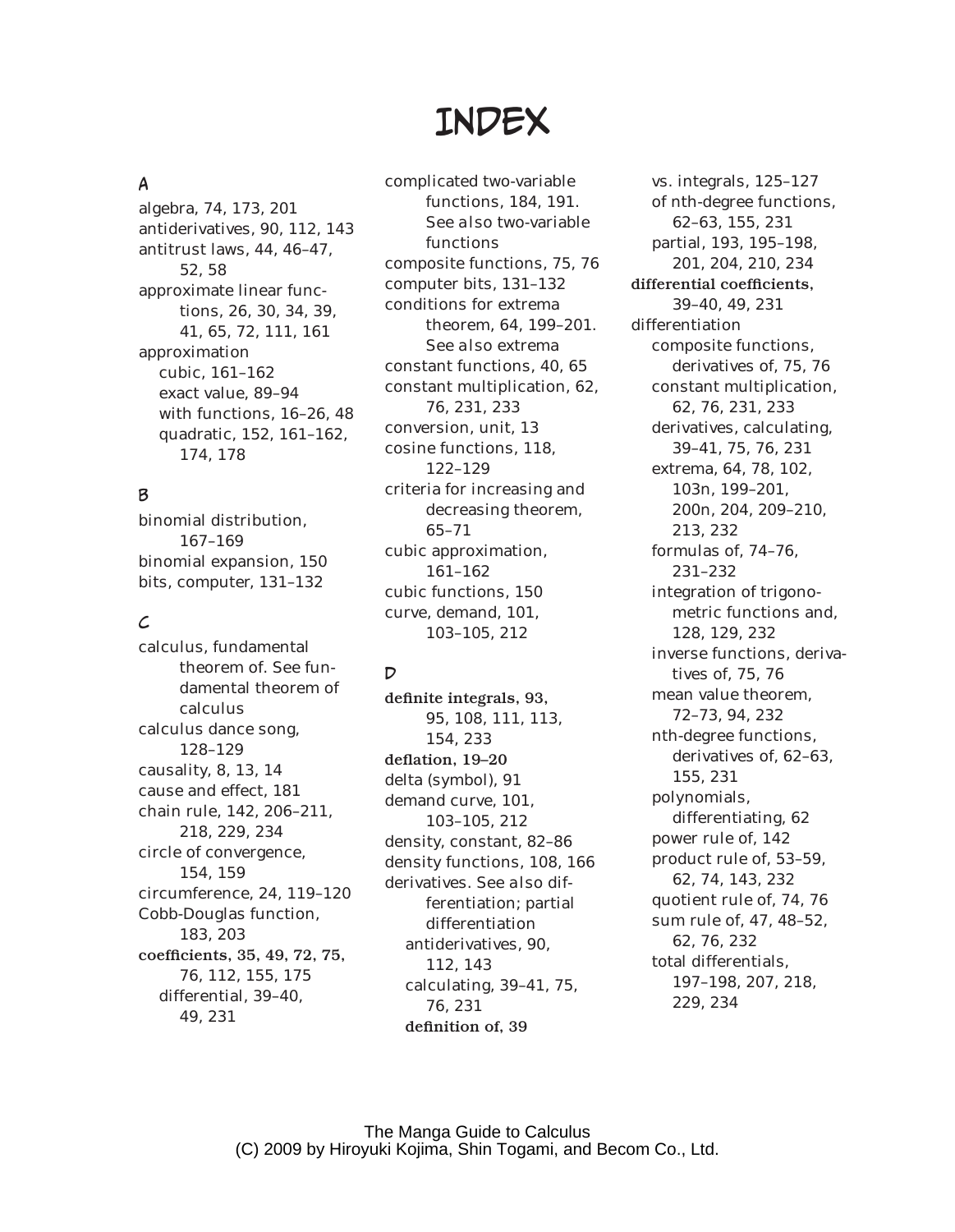# INDEX

## A

- algebra, 74, 173, 201
- antiderivatives, 90, 112, 143
- antitrust laws, 44, 46–47, 52, 58
- approximate linear functions, 26, 30, 34, 39, 41, 65, 72, 111, 161
- approximation
  - cubic, 161–162
  - exact value, 89–94
  - with functions, 16–26, 48
  - quadratic, 152, 161–162, 174, 178

## B

- binomial distribution, 167–169
- binomial expansion, 150
- bits, computer, 131–132

## C

- calculus, fundamental theorem of. *See* fundamental theorem of calculus
- calculus dance song, 128–129
- causality, 8, 13, 14
- cause and effect, 181
- chain rule, 142, 206–211, 218, 229, 234
- circle of convergence, 154, 159
- circumference, 24, 119–120
- Cobb-Douglas function, 183, 203
- coefficients, 35, 49, 72, 75, 76, 112, 155, 175
  - differential, 39–40, 49, 231
- complicated two-variable functions, 184, 191. *See also* two-variable functions
- composite functions, 75, 76
- computer bits, 131–132
- conditions for extrema theorem, 64, 199–201. *See also* extrema
- constant functions, 40, 65
- constant multiplication, 62, 76, 231, 233
- conversion, unit, 13
- cosine functions, 118, 122–129
- criteria for increasing and decreasing theorem, 65–71
- cubic approximation, 161–162
- cubic functions, 150
- curve, demand, 101, 103–105, 212

## D

- definite integrals, 93, 95, 108, 111, 113, 154, 233
- deflation, 19–20
- delta (symbol), 91
- demand curve, 101, 103–105, 212
- density, constant, 82–86
- density functions, 108, 166
- derivatives. *See also* differentiation; partial differentiation
  - antiderivatives, 90, 112, 143
  - calculating, 39–41, 75, 76, 231
  - definition of, 39
  - vs. integrals, 125–127
  - of nth-degree functions, 62–63, 155, 231
  - partial, 193, 195–198, 201, 204, 210, 234
- differential coefficients, 39–40, 49, 231
- differentiation
  - composite functions, derivatives of, 75, 76
  - constant multiplication, 62, 76, 231, 233
  - derivatives, calculating, 39–41, 75, 76, 231
  - extrema, 64, 78, 102, 103n, 199–201, 200n, 204, 209–210, 213, 232
  - formulas of, 74–76, 231–232
  - integration of trigonometric functions and, 128, 129, 232
  - inverse functions, derivatives of, 75, 76
  - mean value theorem, 72–73, 94, 232
  - nth-degree functions, derivatives of, 62–63, 155, 231
  - polynomials, differentiating, 62
  - power rule of, 142
  - product rule of, 53–59, 62, 74, 143, 232
  - quotient rule of, 74, 76
  - sum rule of, 47, 48–52, 62, 76, 232
  - total differentials, 197–198, 207, 218, 229, 234

The Manga Guide to Calculus
(C) 2009 by Hiroyuki Kojima, Shin Togami, and Becom Co., Ltd.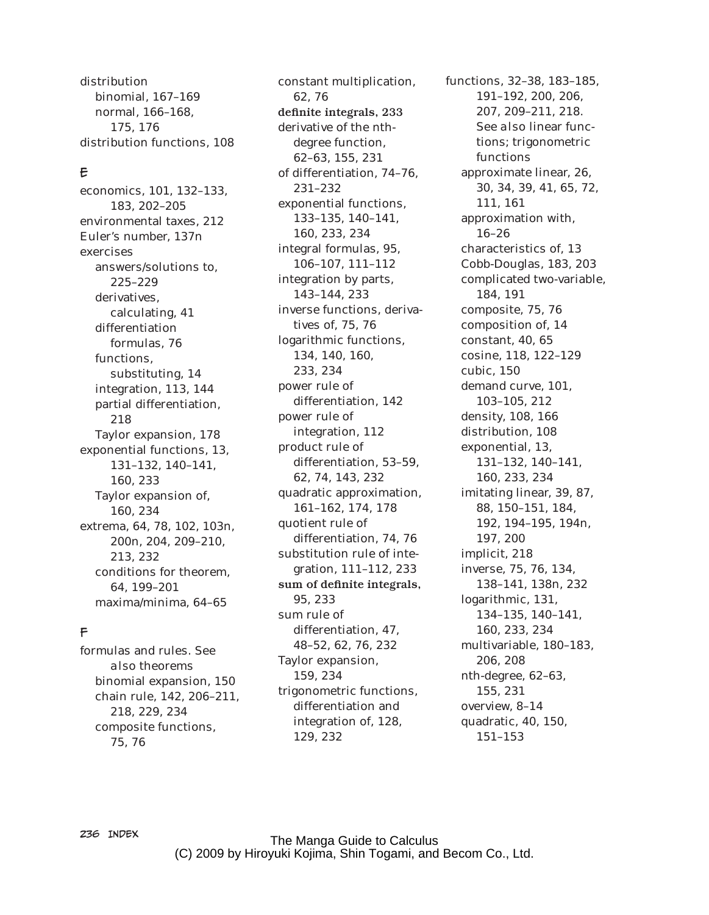distribution
- binomial, 167–169
- normal, 166–168, 175, 176

distribution functions, 108

## E

economics, 101, 132–133, 183, 202–205

environmental taxes, 212

Euler's number, 137n

exercises
- answers/solutions to, 225–229
- derivatives, calculating, 41
- differentiation formulas, 76
- functions, substituting, 14
- integration, 113, 144
- partial differentiation, 218
- Taylor expansion, 178

exponential functions, 13, 131–132, 140–141, 160, 233
- Taylor expansion of, 160, 234

extrema, 64, 78, 102, 103n, 200n, 204, 209–210, 213, 232
- conditions for theorem, 64, 199–201
- maxima/minima, 64–65

## F

formulas and rules. See *also* theorems
- binomial expansion, 150
- chain rule, 142, 206–211, 218, 229, 234
- composite functions, 75, 76
- constant multiplication, 62, 76
- **definite integrals, 233**
- derivative of the nth-degree function, 62–63, 155, 231
- of differentiation, 74–76, 231–232
- exponential functions, 133–135, 140–141, 160, 233, 234
- integral formulas, 95, 106–107, 111–112
- integration by parts, 143–144, 233
- inverse functions, derivatives of, 75, 76
- logarithmic functions, 134, 140, 160, 233, 234
- power rule of differentiation, 142
- power rule of integration, 112
- product rule of differentiation, 53–59, 62, 74, 143, 232
- quadratic approximation, 161–162, 174, 178
- quotient rule of differentiation, 74, 76
- substitution rule of integration, 111–112, 233
- **sum of definite integrals, 95, 233**
- sum rule of differentiation, 47, 48–52, 62, 76, 232
- Taylor expansion, 159, 234
- trigonometric functions, differentiation and integration of, 128, 129, 232

functions, 32–38, 183–185, 191–192, 200, 206, 207, 209–211, 218. See *also* linear functions; trigonometric functions
- approximate linear, 26, 30, 34, 39, 41, 65, 72, 111, 161
- approximation with, 16–26
- characteristics of, 13
- Cobb-Douglas, 183, 203
- complicated two-variable, 184, 191
- composite, 75, 76
- composition of, 14
- constant, 40, 65
- cosine, 118, 122–129
- cubic, 150
- demand curve, 101, 103–105, 212
- density, 108, 166
- distribution, 108
- exponential, 13, 131–132, 140–141, 160, 233, 234
- imitating linear, 39, 87, 88, 150–151, 184, 192, 194–195, 194n, 197, 200
- implicit, 218
- inverse, 75, 76, 134, 138–141, 138n, 232
- logarithmic, 131, 134–135, 140–141, 160, 233, 234
- multivariable, 180–183, 206, 208
- nth-degree, 62–63, 155, 231
- overview, 8–14
- quadratic, 40, 150, 151–153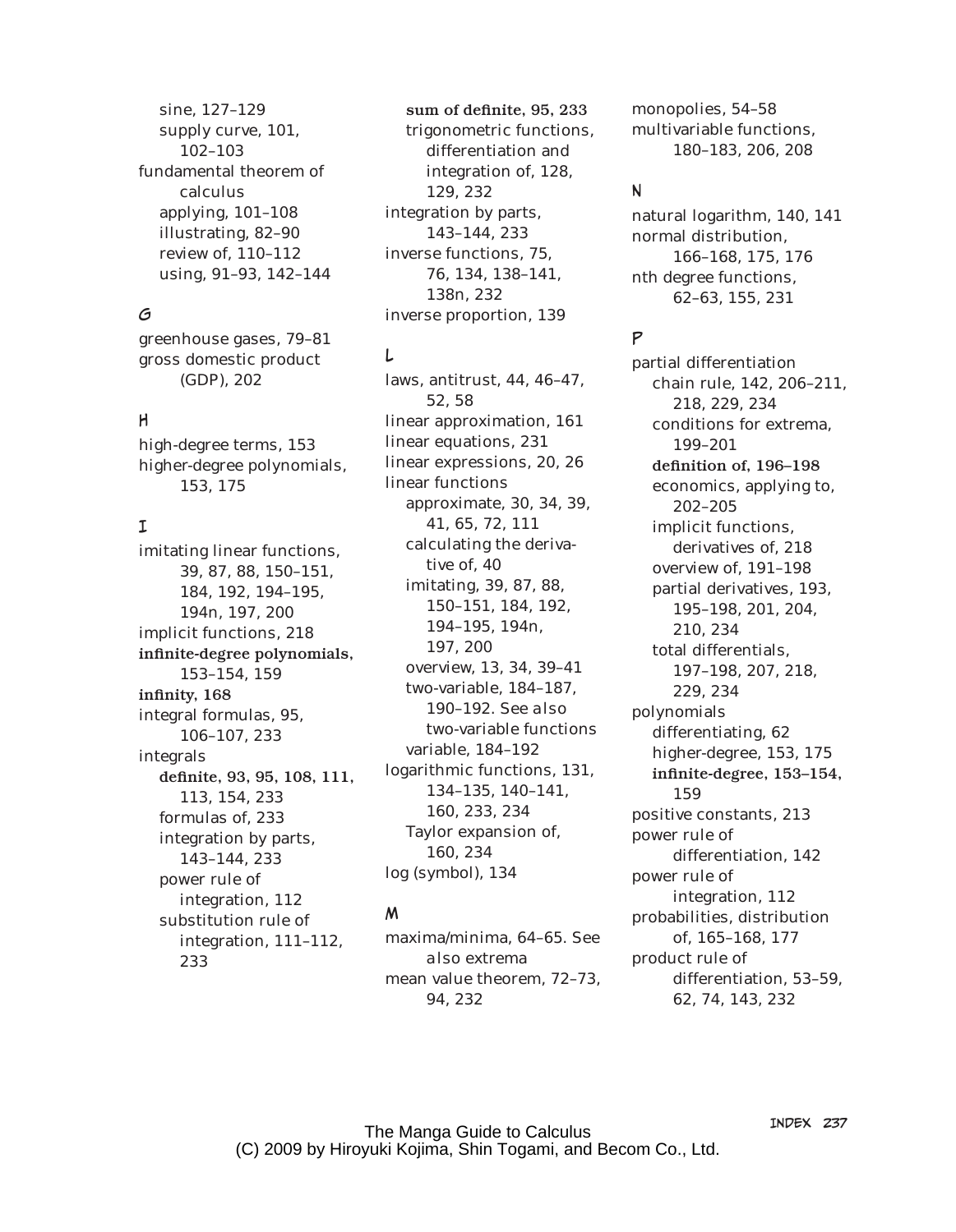- sine, 127–129
- supply curve, 101, 102–103

fundamental theorem of calculus
- applying, 101–108
- illustrating, 82–90
- review of, 110–112
- using, 91–93, 142–144

## G

greenhouse gases, 79–81
gross domestic product (GDP), 202

## H

high-degree terms, 153
higher-degree polynomials, 153, 175

## I

imitating linear functions, 39, 87, 88, 150–151, 184, 192, 194–195, 194n, 197, 200
implicit functions, 218
infinite-degree polynomials, 153–154, 159
infinity, 168
integral formulas, 95, 106–107, 233
integrals
- definite, 93, 95, 108, 111, 113, 154, 233
- formulas of, 233
- integration by parts, 143–144, 233
- power rule of integration, 112
- substitution rule of integration, 111–112, 233
- sum of definite, 95, 233
- trigonometric functions, differentiation and integration of, 128, 129, 232

integration by parts, 143–144, 233
inverse functions, 75, 76, 134, 138–141, 138n, 232
inverse proportion, 139

## L

laws, antitrust, 44, 46–47, 52, 58
linear approximation, 161
linear equations, 231
linear expressions, 20, 26
linear functions
- approximate, 30, 34, 39, 41, 65, 72, 111
- calculating the derivative of, 40
- imitating, 39, 87, 88, 150–151, 184, 192, 194–195, 194n, 197, 200
- overview, 13, 34, 39–41
- two-variable, 184–187, 190–192. *See also* two-variable functions
- variable, 184–192

logarithmic functions, 131, 134–135, 140–141, 160, 233, 234
- Taylor expansion of, 160, 234

log (symbol), 134

## M

maxima/minima, 64–65. *See also* extrema
mean value theorem, 72–73, 94, 232
monopolies, 54–58
multivariable functions, 180–183, 206, 208

## N

natural logarithm, 140, 141
normal distribution, 166–168, 175, 176
nth degree functions, 62–63, 155, 231

## P

partial differentiation
- chain rule, 142, 206–211, 218, 229, 234
- conditions for extrema, 199–201
- definition of, 196–198
- economics, applying to, 202–205
- implicit functions, derivatives of, 218
- overview of, 191–198
- partial derivatives, 193, 195–198, 201, 204, 210, 234
- total differentials, 197–198, 207, 218, 229, 234

polynomials
- differentiating, 62
- higher-degree, 153, 175
- infinite-degree, 153–154, 159

positive constants, 213
power rule of differentiation, 142
power rule of integration, 112
probabilities, distribution of, 165–168, 177
product rule of differentiation, 53–59, 62, 74, 143, 232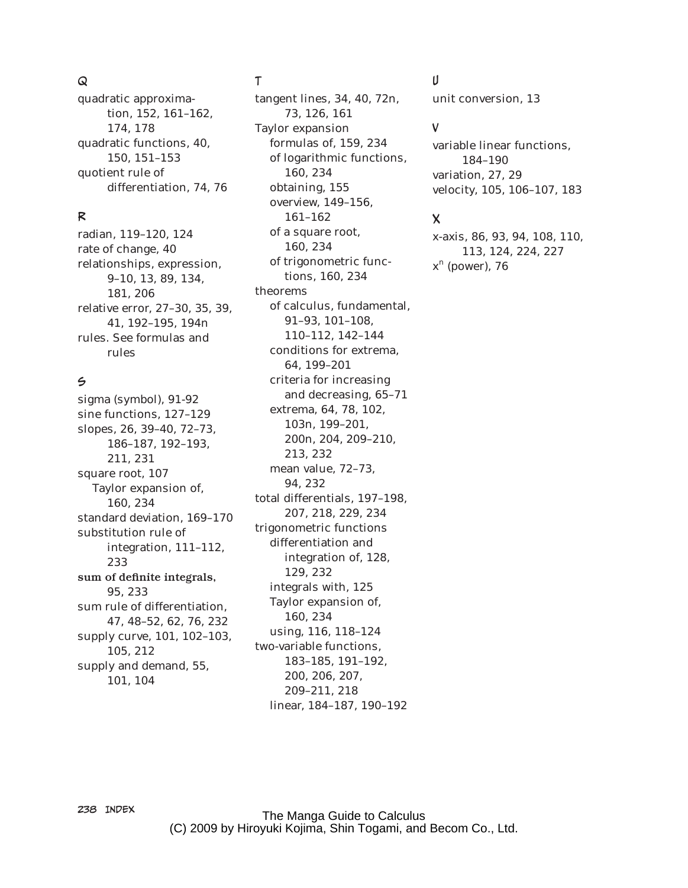## Q

quadratic approximation, 152, 161–162, 174, 178
quadratic functions, 40, 150, 151–153
quotient rule of differentiation, 74, 76

## R

radian, 119–120, 124
rate of change, 40
relationships, expression, 9–10, 13, 89, 134, 181, 206
relative error, 27–30, 35, 39, 41, 192–195, 194n
rules. See formulas and rules

## S

sigma (symbol), 91-92
sine functions, 127–129
slopes, 26, 39–40, 72–73, 186–187, 192–193, 211, 231
square root, 107
  Taylor expansion of, 160, 234
standard deviation, 169–170
substitution rule of integration, 111–112, 233
sum of definite integrals, 95, 233
sum rule of differentiation, 47, 48–52, 62, 76, 232
supply curve, 101, 102–103, 105, 212
supply and demand, 55, 101, 104

## T

tangent lines, 34, 40, 72n, 73, 126, 161
Taylor expansion
  formulas of, 159, 234
  of logarithmic functions, 160, 234
  obtaining, 155
  overview, 149–156, 161–162
  of a square root, 160, 234
  of trigonometric functions, 160, 234
theorems
  of calculus, fundamental, 91–93, 101–108, 110–112, 142–144
  conditions for extrema, 64, 199–201
  criteria for increasing and decreasing, 65–71
  extrema, 64, 78, 102, 103n, 199–201, 200n, 204, 209–210, 213, 232
  mean value, 72–73, 94, 232
total differentials, 197–198, 207, 218, 229, 234
trigonometric functions
  differentiation and integration of, 128, 129, 232
  integrals with, 125
  Taylor expansion of, 160, 234
  using, 116, 118–124
two-variable functions, 183–185, 191–192, 200, 206, 207, 209–211, 218
  linear, 184–187, 190–192

## U

unit conversion, 13

## V

variable linear functions, 184–190
variation, 27, 29
velocity, 105, 106–107, 183

## X

x-axis, 86, 93, 94, 108, 110, 113, 124, 224, 227
$x^n$ (power), 76